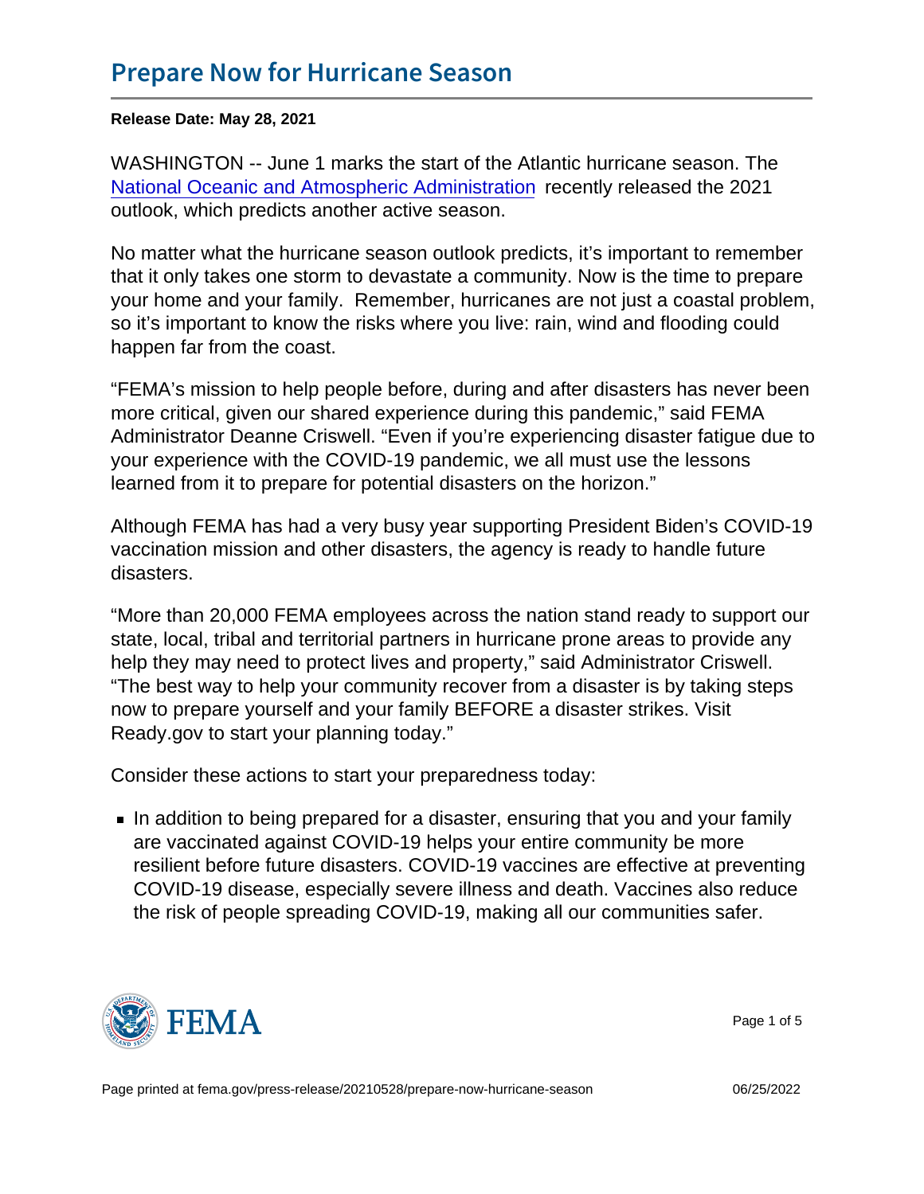# Prepare Now for Hurricane Season

**Release Date: May 28, 2021**

WASHINGTON -- June 1 marks the start of the Atlantic hurricane season. The National Oceanic and Atmospheric Administration recently released the 2021 outlook, which predicts another active season.

No matter what the hurricane season outlook predicts, it's important to remember that it only takes one storm to devastate a community. Now is the time to prepare your home and your family. Remember, hurricanes are not just a coastal problem, so it's important to know the risks where you live: rain, wind and flooding could happen far from the coast.

"FEMA's mission to help people before, during and after disasters has never been more critical, given our shared experience during this pandemic," said FEMA Administrator Deanne Criswell. "Even if you're experiencing disaster fatigue due to your experience with the COVID-19 pandemic, we all must use the lessons learned from it to prepare for potential disasters on the horizon."

Although FEMA has had a very busy year supporting President Biden's COVID-19 vaccination mission and other disasters, the agency is ready to handle future disasters.

"More than 20,000 FEMA employees across the nation stand ready to support our state, local, tribal and territorial partners in hurricane prone areas to provide any help they may need to protect lives and property," said Administrator Criswell. "The best way to help your community recover from a disaster is by taking steps now to prepare yourself and your family BEFORE a disaster strikes. Visit Ready.gov to start your planning today."

Consider these actions to start your preparedness today:

- In addition to being prepared for a disaster, ensuring that you and your family are vaccinated against COVID-19 helps your entire community be more resilient before future disasters. COVID-19 vaccines are effective at preventing COVID-19 disease, especially severe illness and death. Vaccines also reduce the risk of people spreading COVID-19, making all our communities safer.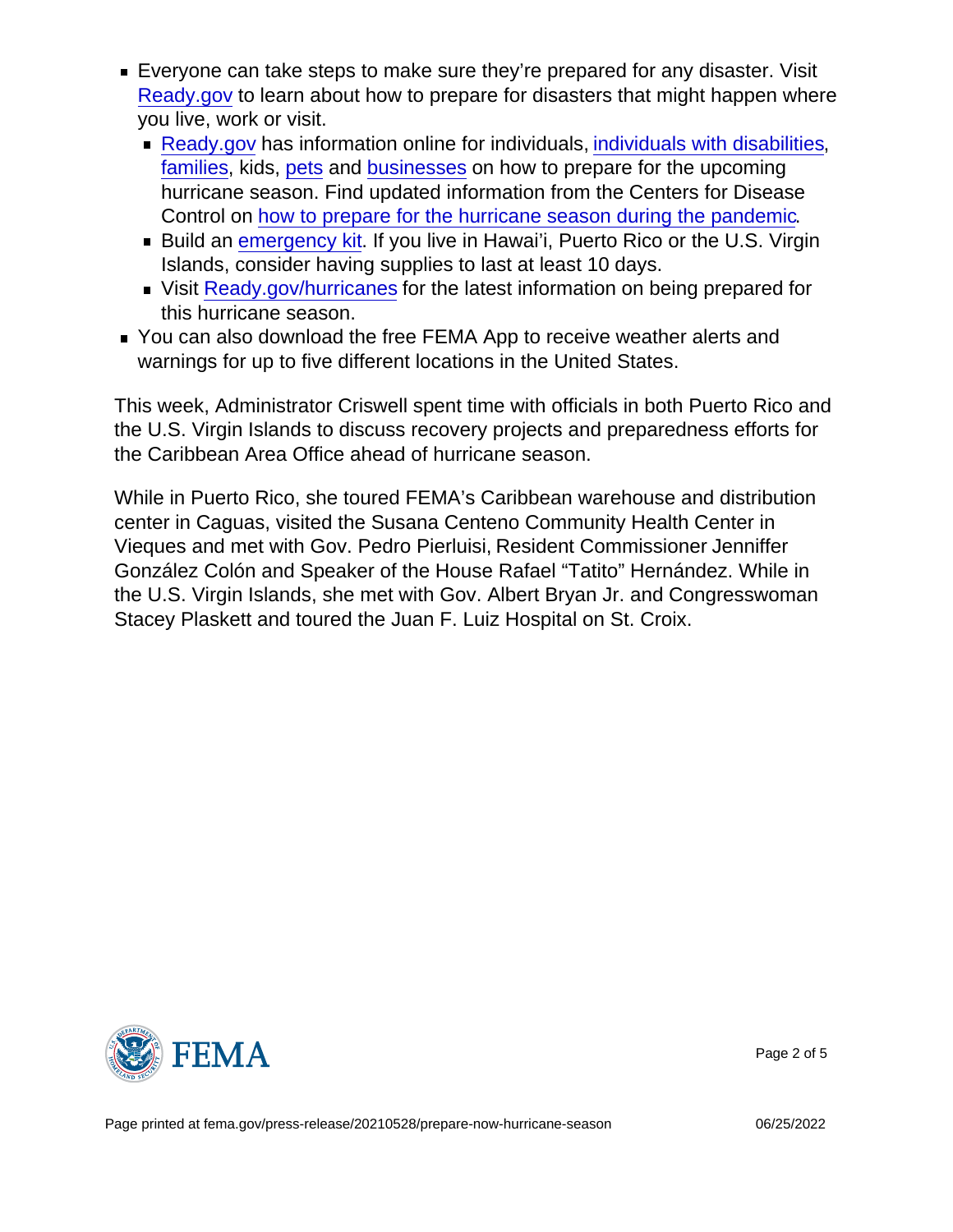- Everyone can take steps to make sure they're prepared for any disaster. Visit Ready.gov to learn about how to prepare for disasters that might happen where you live, work or visit.
  - Ready.gov has information online for individuals, individuals with disabilities, families, kids, pets and businesses on how to prepare for the upcoming hurricane season. Find updated information from the Centers for Disease Control on how to prepare for the hurricane season during the pandemic.
  - Build an emergency kit. If you live in Hawai'i, Puerto Rico or the U.S. Virgin Islands, consider having supplies to last at least 10 days.
  - Visit Ready.gov/hurricanes for the latest information on being prepared for this hurricane season.
- You can also download the free FEMA App to receive weather alerts and warnings for up to five different locations in the United States.

This week, Administrator Criswell spent time with officials in both Puerto Rico and the U.S. Virgin Islands to discuss recovery projects and preparedness efforts for the Caribbean Area Office ahead of hurricane season.

While in Puerto Rico, she toured FEMA's Caribbean warehouse and distribution center in Caguas, visited the Susana Centeno Community Health Center in Vieques and met with Gov. Pedro Pierluisi, Resident Commissioner Jenniffer González Colón and Speaker of the House Rafael "Tatito" Hernández. While in the U.S. Virgin Islands, she met with Gov. Albert Bryan Jr. and Congresswoman Stacey Plaskett and toured the Juan F. Luiz Hospital on St. Croix.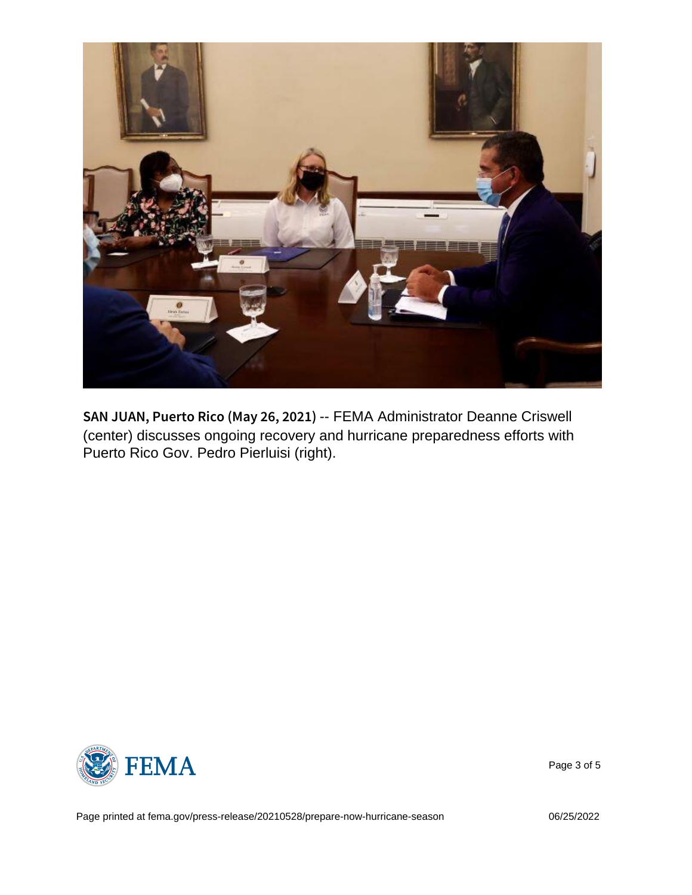**SAN JUAN, Puerto Rico (May 26, 2021)** -- FEMA Administrator Deanne Criswell (center) discusses ongoing recovery and hurricane preparedness efforts with Puerto Rico Gov. Pedro Pierluisi (right).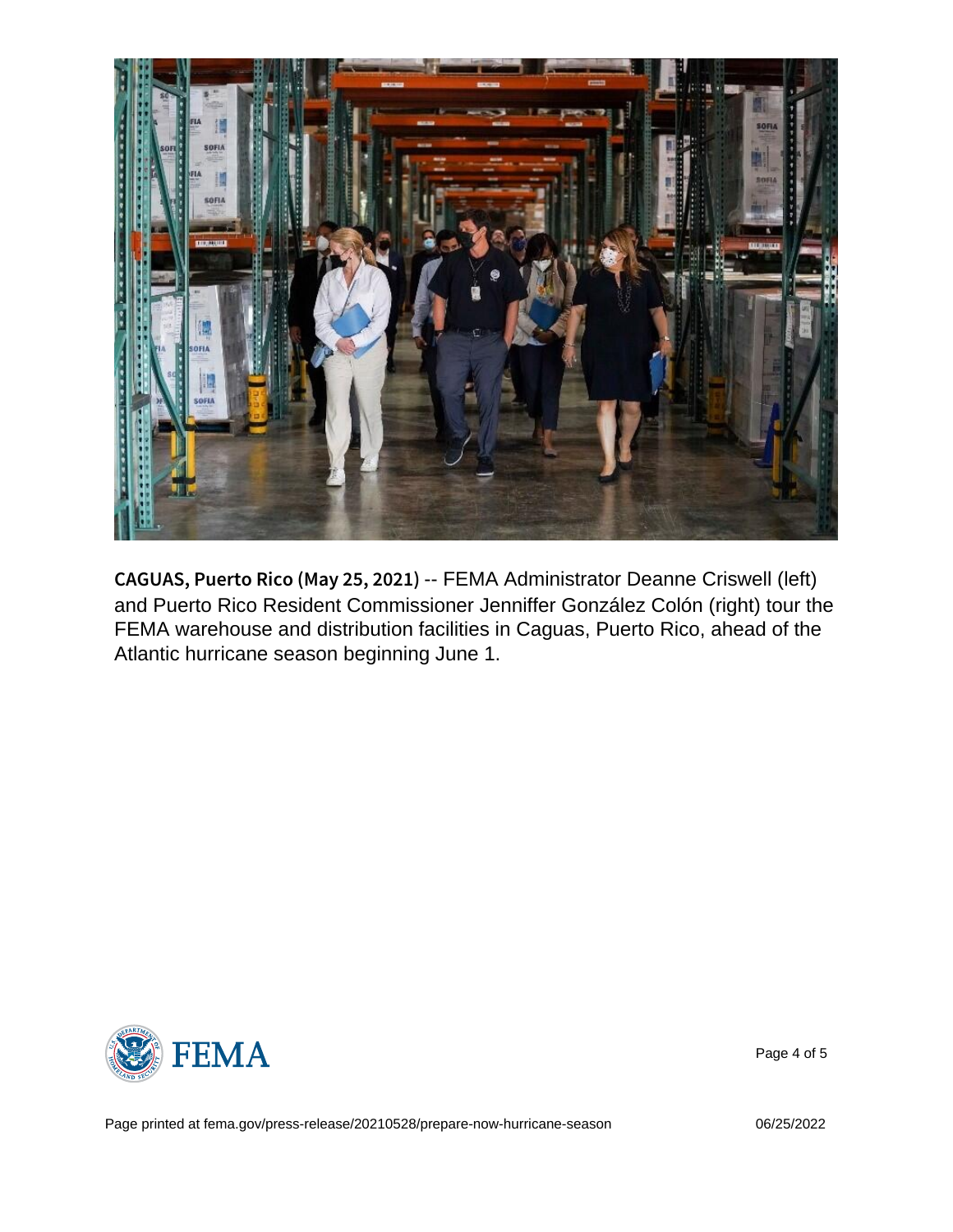**CAGUAS, Puerto Rico (May 25, 2021)** -- FEMA Administrator Deanne Criswell (left) and Puerto Rico Resident Commissioner Jenniffer González Colón (right) tour the FEMA warehouse and distribution facilities in Caguas, Puerto Rico, ahead of the Atlantic hurricane season beginning June 1.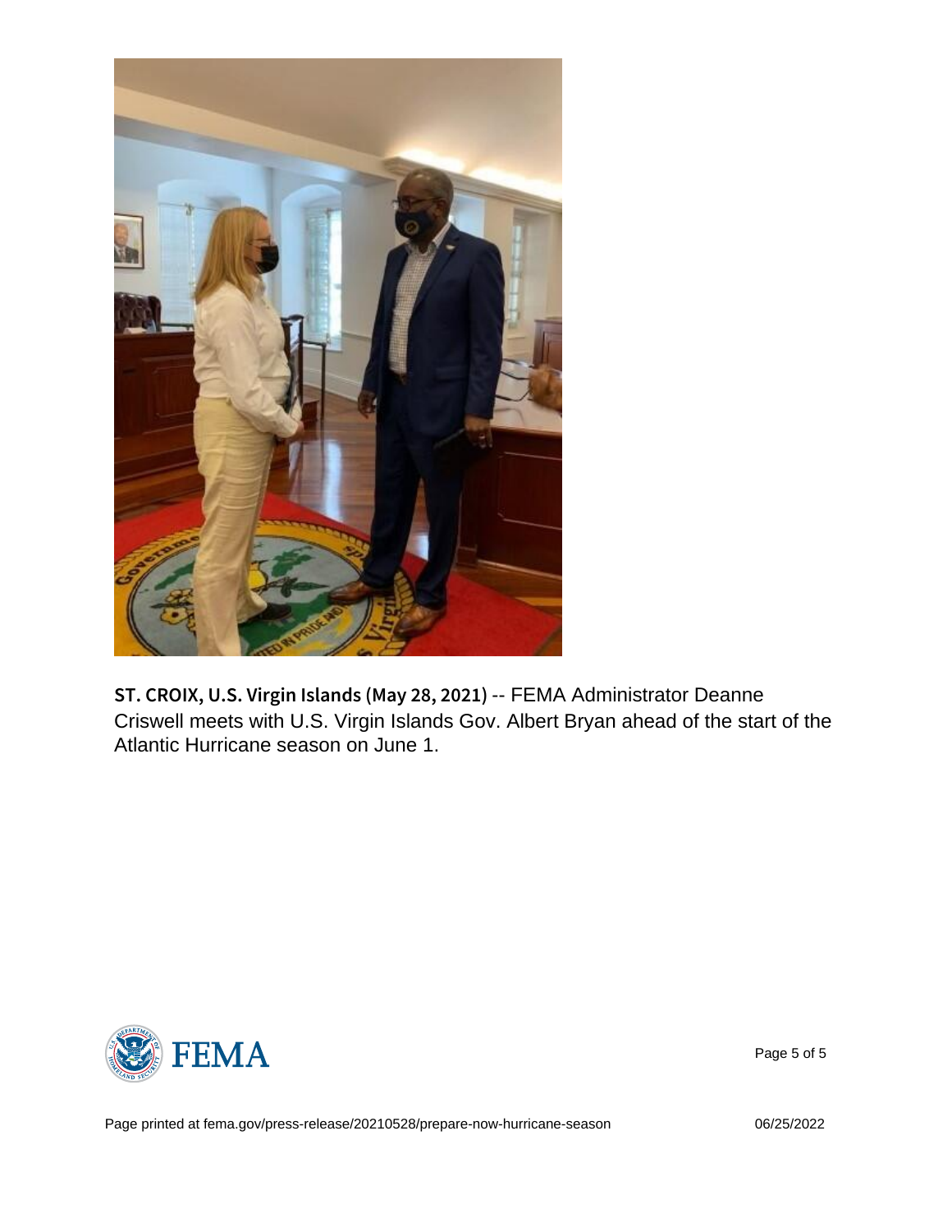ST. CROIX, U.S. Virgin Islands (May 28, 2021) -- FEMA Administrator Deanne Criswell meets with U.S. Virgin Islands Gov. Albert Bryan ahead of the start of the Atlantic Hurricane season on June 1.